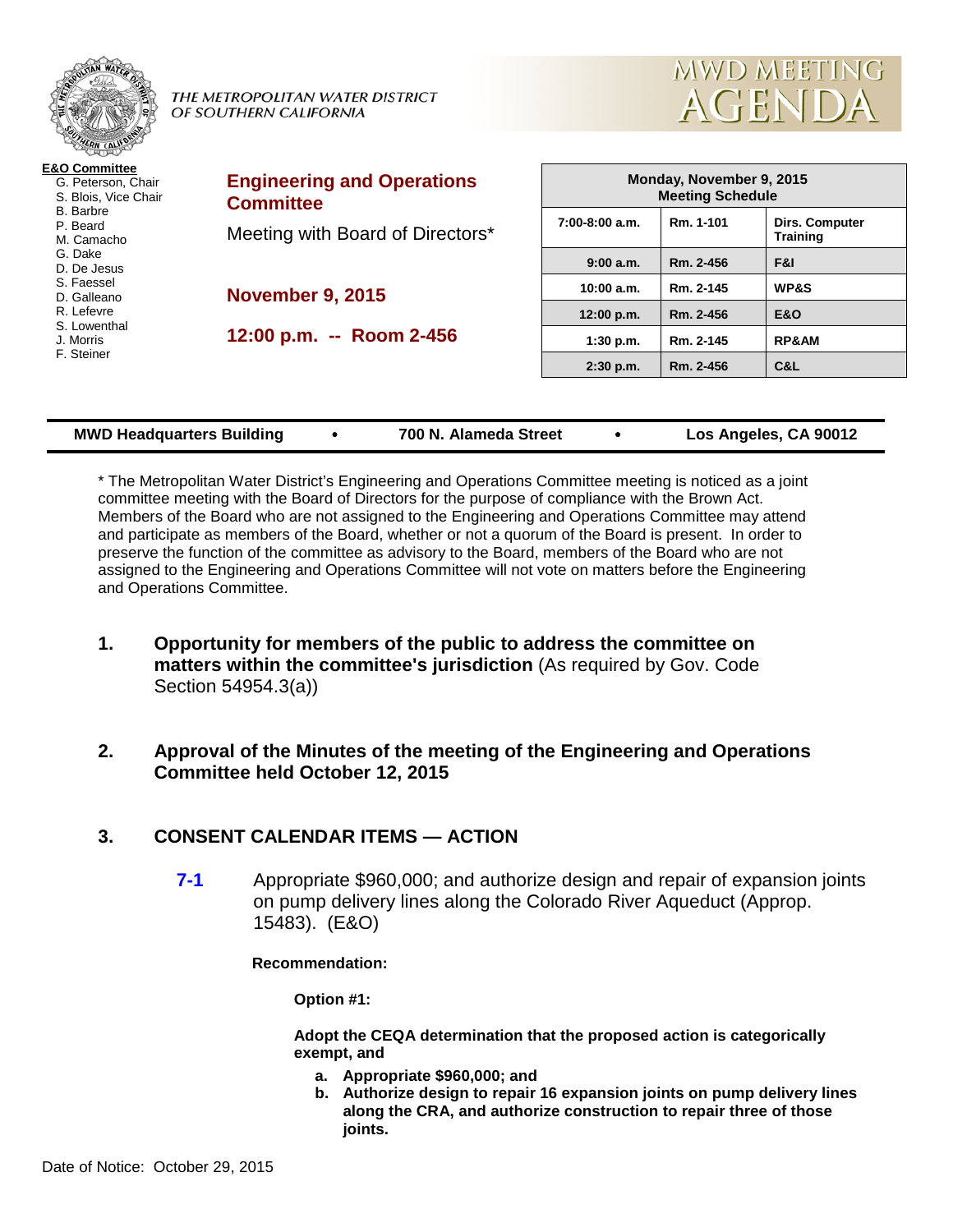THE METROPOLITAN WATER DISTRICT OF SOUTHERN CALIFORNIA

# MWD MEETING AGENDA

**E&O Committee**
- G. Peterson, Chair
- S. Blois, Vice Chair
- B. Barbre
- P. Beard
- M. Camacho
- G. Dake
- D. De Jesus
- S. Faessel
- D. Galleano
- R. Lefevre
- S. Lowenthal
- J. Morris
- F. Steiner

## Engineering and Operations Committee

Meeting with Board of Directors*

**November 9, 2015**

**12:00 p.m. -- Room 2-456**

| Monday, November 9, 2015 Meeting Schedule | | |
|---|---|---|
| 7:00-8:00 a.m. | Rm. 1-101 | Dirs. Computer Training |
| 9:00 a.m. | Rm. 2-456 | F&I |
| 10:00 a.m. | Rm. 2-145 | WP&S |
| 12:00 p.m. | Rm. 2-456 | E&O |
| 1:30 p.m. | Rm. 2-145 | RP&AM |
| 2:30 p.m. | Rm. 2-456 | C&L |

**MWD Headquarters Building • 700 N. Alameda Street • Los Angeles, CA 90012**

* The Metropolitan Water District's Engineering and Operations Committee meeting is noticed as a joint committee meeting with the Board of Directors for the purpose of compliance with the Brown Act. Members of the Board who are not assigned to the Engineering and Operations Committee may attend and participate as members of the Board, whether or not a quorum of the Board is present. In order to preserve the function of the committee as advisory to the Board, members of the Board who are not assigned to the Engineering and Operations Committee will not vote on matters before the Engineering and Operations Committee.

1. **Opportunity for members of the public to address the committee on matters within the committee's jurisdiction** (As required by Gov. Code Section 54954.3(a))

2. **Approval of the Minutes of the meeting of the Engineering and Operations Committee held October 12, 2015**

3. **CONSENT CALENDAR ITEMS — ACTION**

   **7-1** Appropriate $960,000; and authorize design and repair of expansion joints on pump delivery lines along the Colorado River Aqueduct (Approp. 15483). (E&O)

   **Recommendation:**

   **Option #1:**

   **Adopt the CEQA determination that the proposed action is categorically exempt, and**

   **a. Appropriate $960,000; and**
   **b. Authorize design to repair 16 expansion joints on pump delivery lines along the CRA, and authorize construction to repair three of those joints.**

Date of Notice: October 29, 2015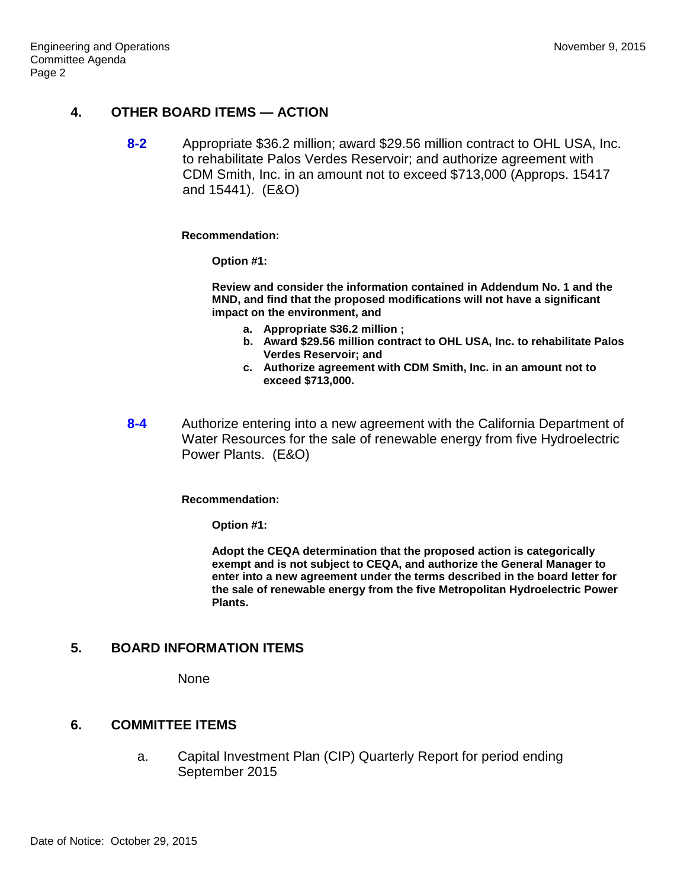## 4. OTHER BOARD ITEMS — ACTION

**8-2** Appropriate $36.2 million; award $29.56 million contract to OHL USA, Inc. to rehabilitate Palos Verdes Reservoir; and authorize agreement with CDM Smith, Inc. in an amount not to exceed $713,000 (Approps. 15417 and 15441). (E&O)

**Recommendation:**

**Option #1:**

**Review and consider the information contained in Addendum No. 1 and the MND, and find that the proposed modifications will not have a significant impact on the environment, and**

**a. Appropriate $36.2 million ;**
**b. Award $29.56 million contract to OHL USA, Inc. to rehabilitate Palos Verdes Reservoir; and**
**c. Authorize agreement with CDM Smith, Inc. in an amount not to exceed $713,000.**

**8-4** Authorize entering into a new agreement with the California Department of Water Resources for the sale of renewable energy from five Hydroelectric Power Plants. (E&O)

**Recommendation:**

**Option #1:**

**Adopt the CEQA determination that the proposed action is categorically exempt and is not subject to CEQA, and authorize the General Manager to enter into a new agreement under the terms described in the board letter for the sale of renewable energy from the five Metropolitan Hydroelectric Power Plants.**

## 5. BOARD INFORMATION ITEMS

None

## 6. COMMITTEE ITEMS

a. Capital Investment Plan (CIP) Quarterly Report for period ending September 2015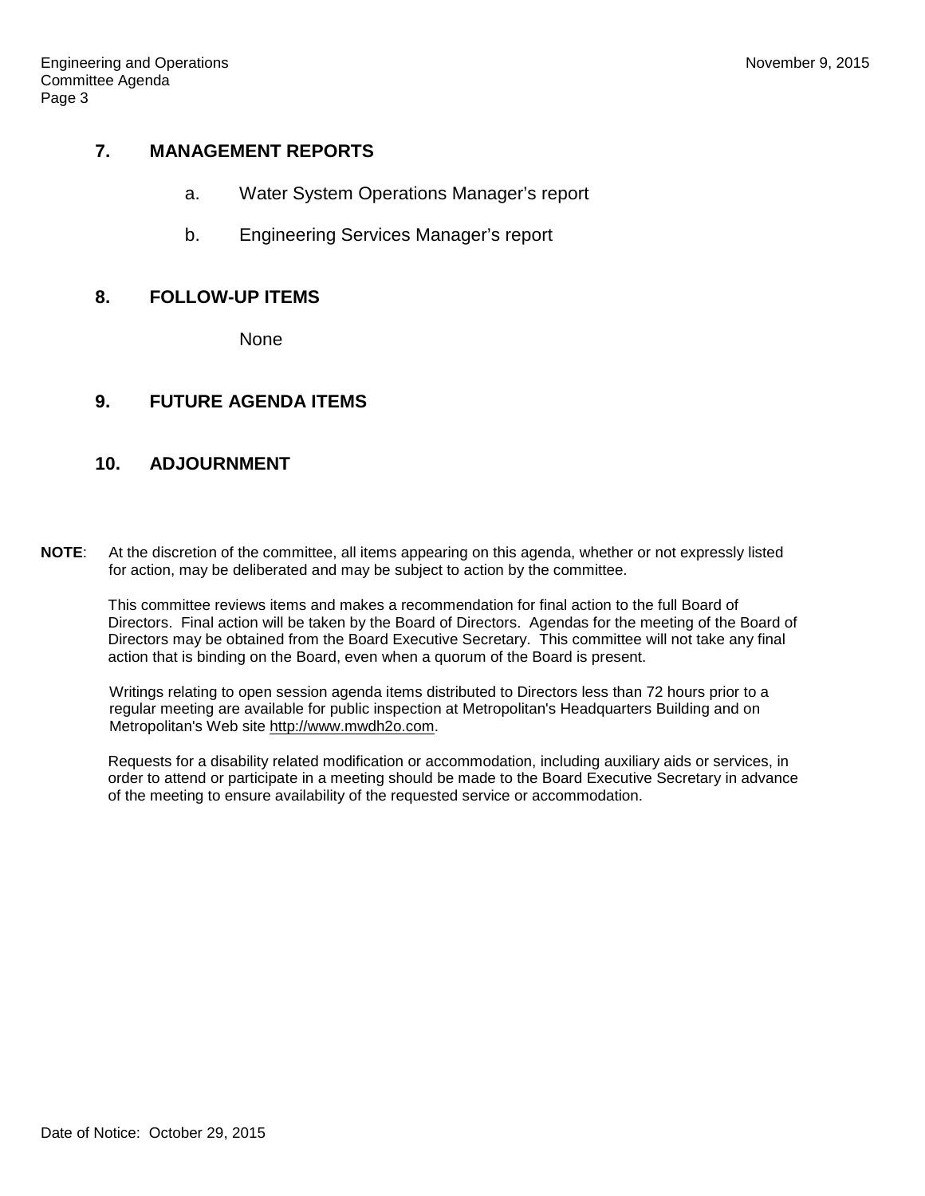## 7. MANAGEMENT REPORTS

a. Water System Operations Manager's report

b. Engineering Services Manager's report

## 8. FOLLOW-UP ITEMS

None

## 9. FUTURE AGENDA ITEMS

## 10. ADJOURNMENT

**NOTE**: At the discretion of the committee, all items appearing on this agenda, whether or not expressly listed for action, may be deliberated and may be subject to action by the committee.

This committee reviews items and makes a recommendation for final action to the full Board of Directors. Final action will be taken by the Board of Directors. Agendas for the meeting of the Board of Directors may be obtained from the Board Executive Secretary. This committee will not take any final action that is binding on the Board, even when a quorum of the Board is present.

Writings relating to open session agenda items distributed to Directors less than 72 hours prior to a regular meeting are available for public inspection at Metropolitan's Headquarters Building and on Metropolitan's Web site http://www.mwdh2o.com.

Requests for a disability related modification or accommodation, including auxiliary aids or services, in order to attend or participate in a meeting should be made to the Board Executive Secretary in advance of the meeting to ensure availability of the requested service or accommodation.

Date of Notice: October 29, 2015